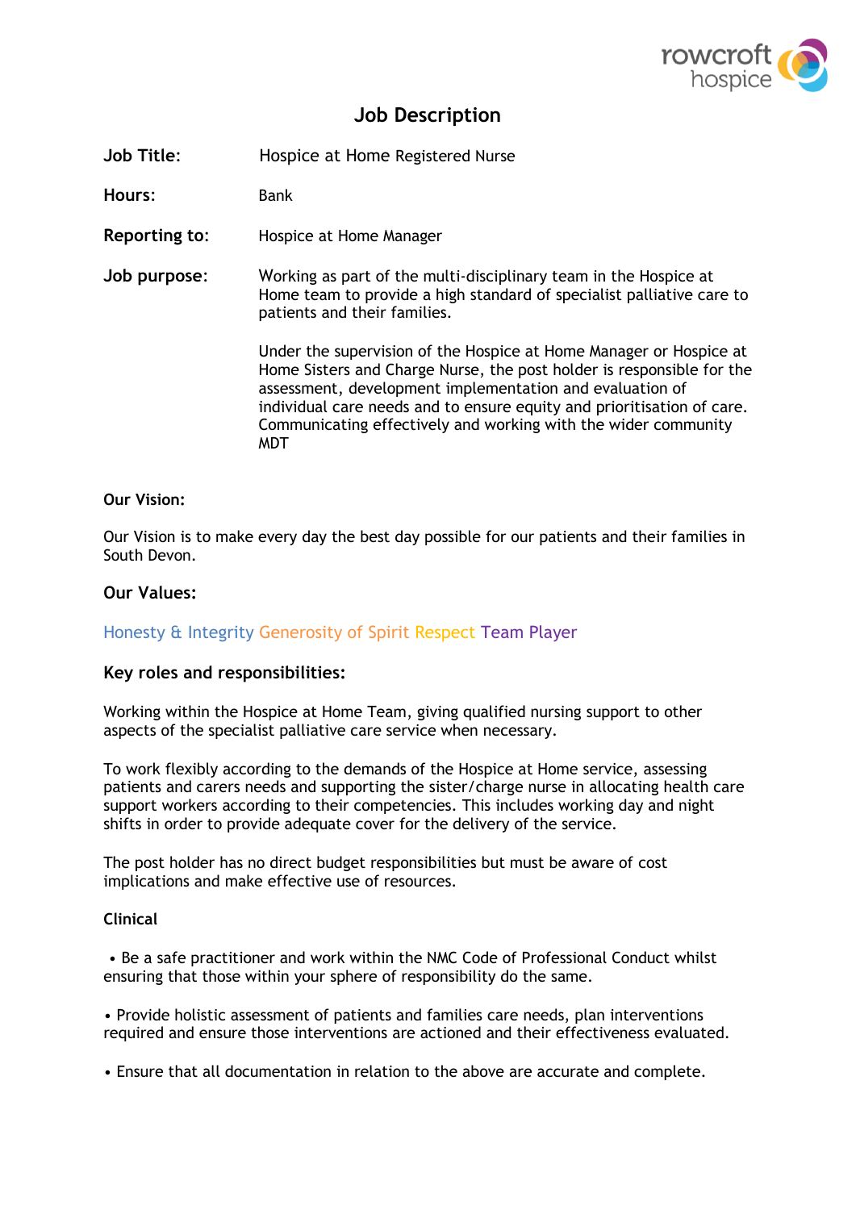# Job Description

**Job Title:** Hospice at Home Registered Nurse

**Hours:** Bank

**Reporting to:** Hospice at Home Manager

**Job purpose:** Working as part of the multi-disciplinary team in the Hospice at Home team to provide a high standard of specialist palliative care to patients and their families.

Under the supervision of the Hospice at Home Manager or Hospice at Home Sisters and Charge Nurse, the post holder is responsible for the assessment, development implementation and evaluation of individual care needs and to ensure equity and prioritisation of care. Communicating effectively and working with the wider community MDT

**Our Vision:**

Our Vision is to make every day the best day possible for our patients and their families in South Devon.

## Our Values:

Honesty & Integrity Generosity of Spirit Respect Team Player

## Key roles and responsibilities:

Working within the Hospice at Home Team, giving qualified nursing support to other aspects of the specialist palliative care service when necessary.

To work flexibly according to the demands of the Hospice at Home service, assessing patients and carers needs and supporting the sister/charge nurse in allocating health care support workers according to their competencies. This includes working day and night shifts in order to provide adequate cover for the delivery of the service.

The post holder has no direct budget responsibilities but must be aware of cost implications and make effective use of resources.

**Clinical**

- Be a safe practitioner and work within the NMC Code of Professional Conduct whilst ensuring that those within your sphere of responsibility do the same.
- Provide holistic assessment of patients and families care needs, plan interventions required and ensure those interventions are actioned and their effectiveness evaluated.
- Ensure that all documentation in relation to the above are accurate and complete.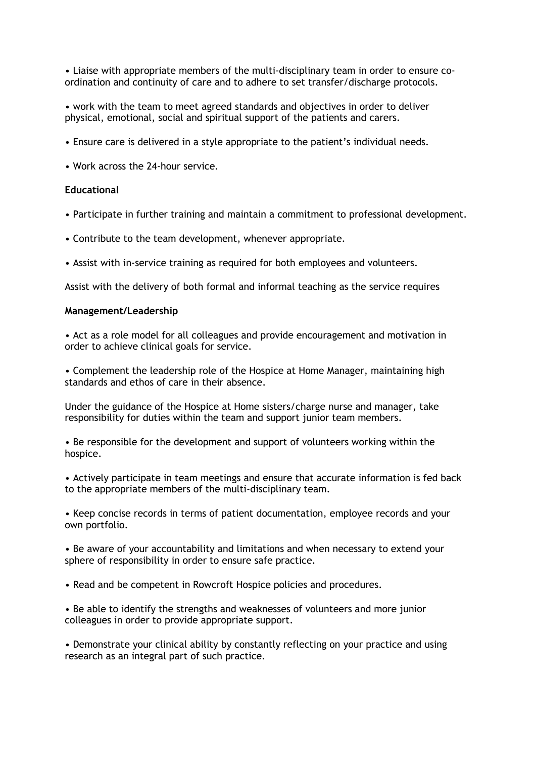- Liaise with appropriate members of the multi-disciplinary team in order to ensure co-ordination and continuity of care and to adhere to set transfer/discharge protocols.

- work with the team to meet agreed standards and objectives in order to deliver physical, emotional, social and spiritual support of the patients and carers.

- Ensure care is delivered in a style appropriate to the patient's individual needs.

- Work across the 24-hour service.

**Educational**

- Participate in further training and maintain a commitment to professional development.

- Contribute to the team development, whenever appropriate.

- Assist with in-service training as required for both employees and volunteers.

Assist with the delivery of both formal and informal teaching as the service requires

**Management/Leadership**

- Act as a role model for all colleagues and provide encouragement and motivation in order to achieve clinical goals for service.

- Complement the leadership role of the Hospice at Home Manager, maintaining high standards and ethos of care in their absence.

Under the guidance of the Hospice at Home sisters/charge nurse and manager, take responsibility for duties within the team and support junior team members.

- Be responsible for the development and support of volunteers working within the hospice.

- Actively participate in team meetings and ensure that accurate information is fed back to the appropriate members of the multi-disciplinary team.

- Keep concise records in terms of patient documentation, employee records and your own portfolio.

- Be aware of your accountability and limitations and when necessary to extend your sphere of responsibility in order to ensure safe practice.

- Read and be competent in Rowcroft Hospice policies and procedures.

- Be able to identify the strengths and weaknesses of volunteers and more junior colleagues in order to provide appropriate support.

- Demonstrate your clinical ability by constantly reflecting on your practice and using research as an integral part of such practice.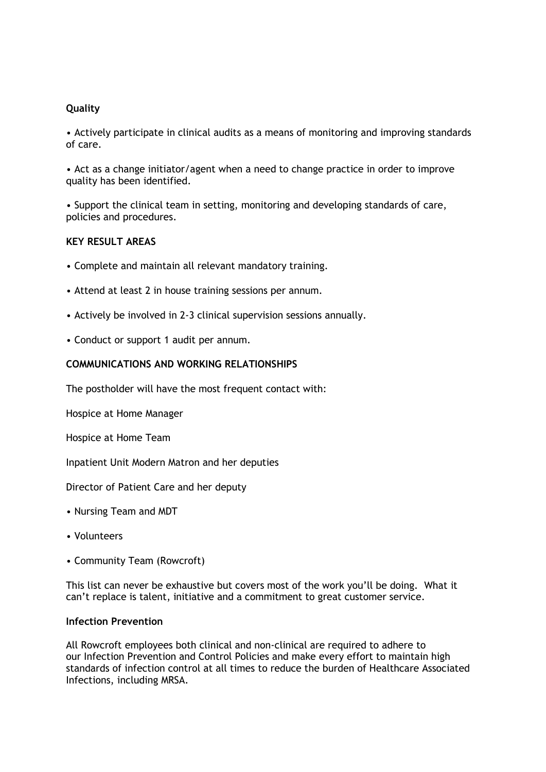**Quality**

• Actively participate in clinical audits as a means of monitoring and improving standards of care.

• Act as a change initiator/agent when a need to change practice in order to improve quality has been identified.

• Support the clinical team in setting, monitoring and developing standards of care, policies and procedures.

**KEY RESULT AREAS**

• Complete and maintain all relevant mandatory training.

• Attend at least 2 in house training sessions per annum.

• Actively be involved in 2-3 clinical supervision sessions annually.

• Conduct or support 1 audit per annum.

**COMMUNICATIONS AND WORKING RELATIONSHIPS**

The postholder will have the most frequent contact with:

Hospice at Home Manager

Hospice at Home Team

Inpatient Unit Modern Matron and her deputies

Director of Patient Care and her deputy

• Nursing Team and MDT

• Volunteers

• Community Team (Rowcroft)

This list can never be exhaustive but covers most of the work you'll be doing. What it can't replace is talent, initiative and a commitment to great customer service.

**Infection Prevention**

All Rowcroft employees both clinical and non-clinical are required to adhere to our Infection Prevention and Control Policies and make every effort to maintain high standards of infection control at all times to reduce the burden of Healthcare Associated Infections, including MRSA.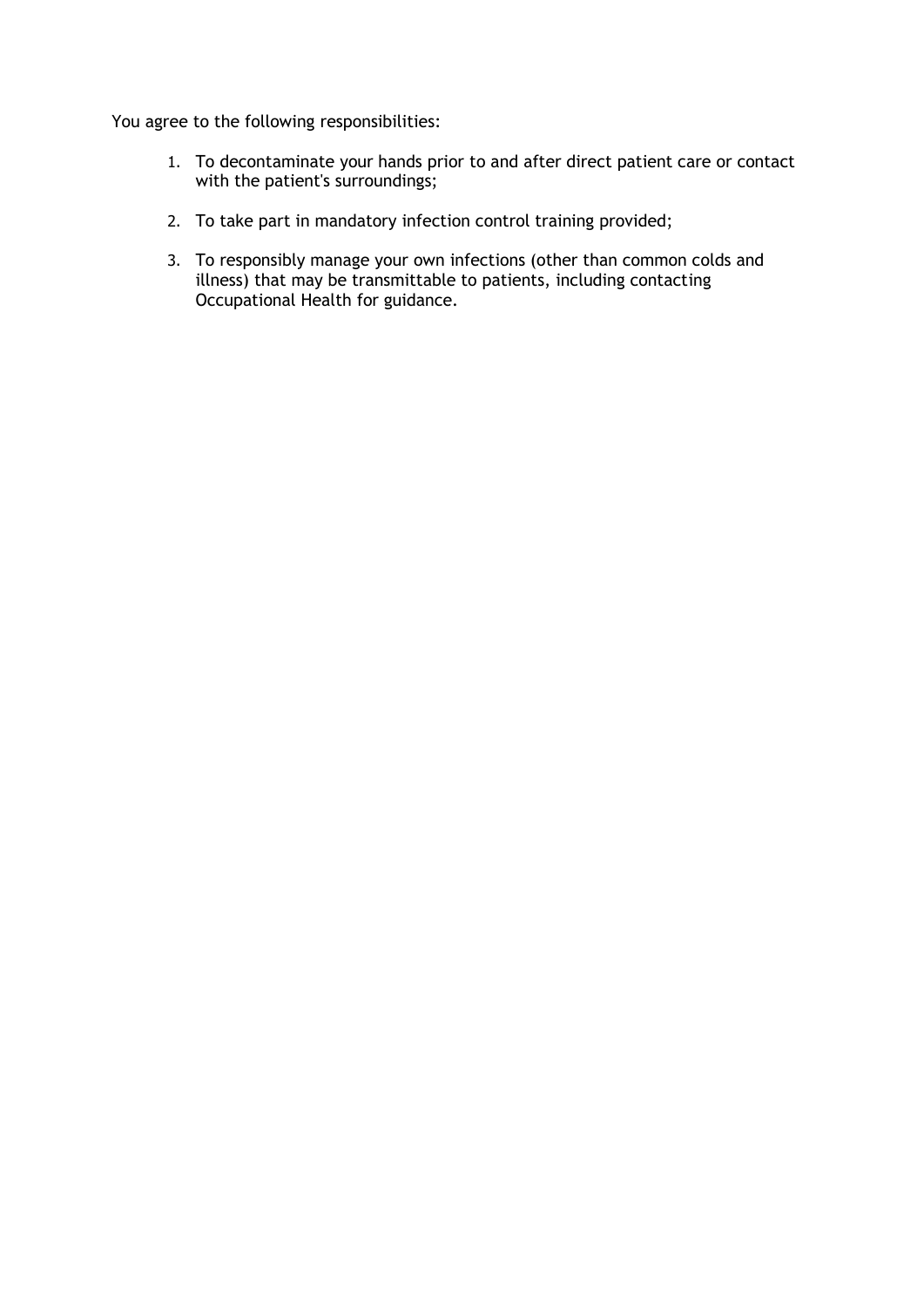You agree to the following responsibilities:

1. To decontaminate your hands prior to and after direct patient care or contact with the patient's surroundings;
2. To take part in mandatory infection control training provided;
3. To responsibly manage your own infections (other than common colds and illness) that may be transmittable to patients, including contacting Occupational Health for guidance.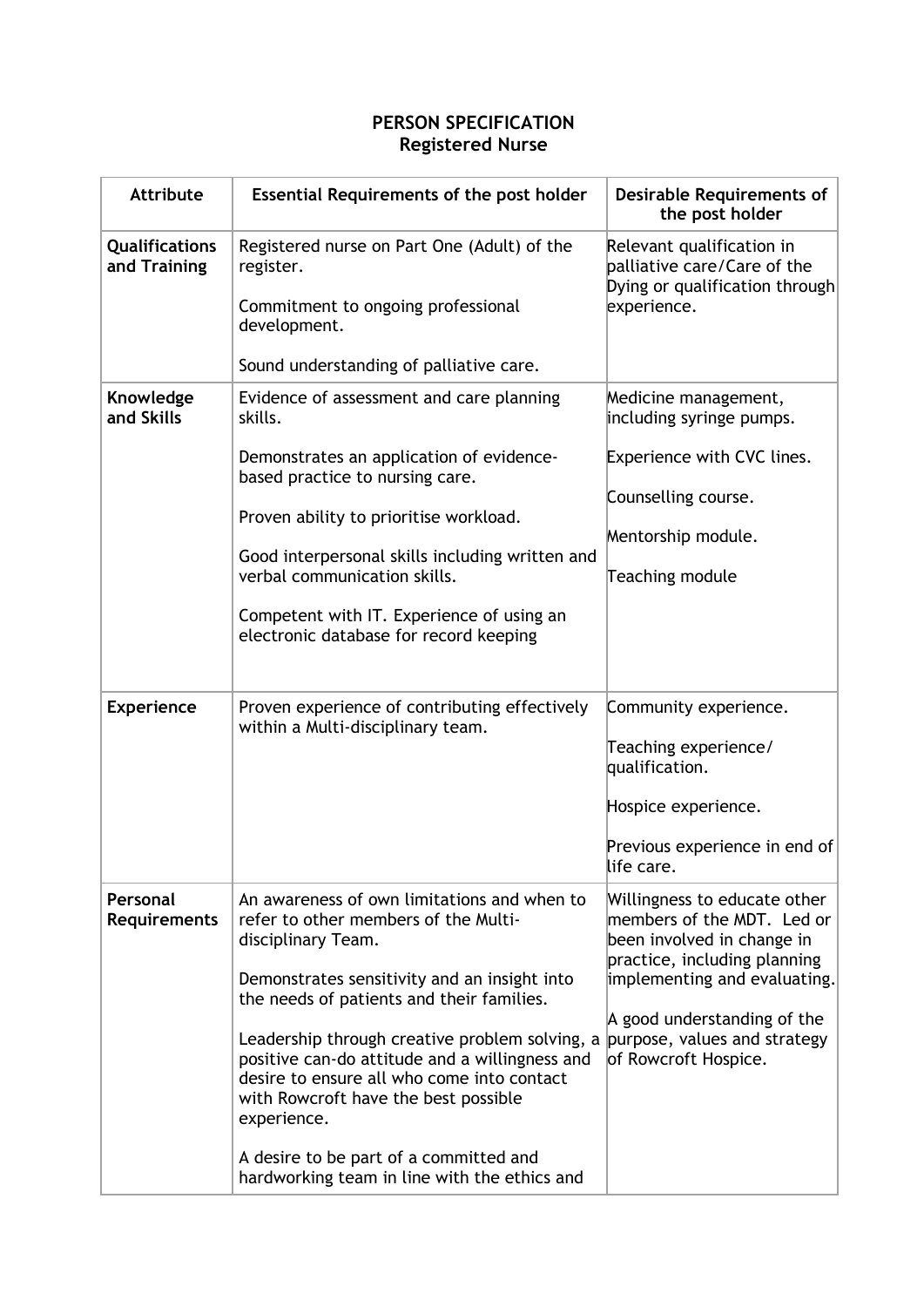# PERSON SPECIFICATION
## Registered Nurse

| Attribute | Essential Requirements of the post holder | Desirable Requirements of the post holder |
|---|---|---|
| **Qualifications and Training** | Registered nurse on Part One (Adult) of the register.<br><br>Commitment to ongoing professional development.<br><br>Sound understanding of palliative care. | Relevant qualification in palliative care/Care of the Dying or qualification through experience. |
| **Knowledge and Skills** | Evidence of assessment and care planning skills.<br><br>Demonstrates an application of evidence-based practice to nursing care.<br><br>Proven ability to prioritise workload.<br><br>Good interpersonal skills including written and verbal communication skills.<br><br>Competent with IT. Experience of using an electronic database for record keeping | Medicine management, including syringe pumps.<br><br>Experience with CVC lines.<br><br>Counselling course.<br><br>Mentorship module.<br><br>Teaching module |
| **Experience** | Proven experience of contributing effectively within a Multi-disciplinary team. | Community experience.<br><br>Teaching experience/ qualification.<br><br>Hospice experience.<br><br>Previous experience in end of life care. |
| **Personal Requirements** | An awareness of own limitations and when to refer to other members of the Multi-disciplinary Team.<br><br>Demonstrates sensitivity and an insight into the needs of patients and their families.<br><br>Leadership through creative problem solving, a positive can-do attitude and a willingness and desire to ensure all who come into contact with Rowcroft have the best possible experience.<br><br>A desire to be part of a committed and hardworking team in line with the ethics and | Willingness to educate other members of the MDT. Led or been involved in change in practice, including planning implementing and evaluating.<br><br>A good understanding of the purpose, values and strategy of Rowcroft Hospice. |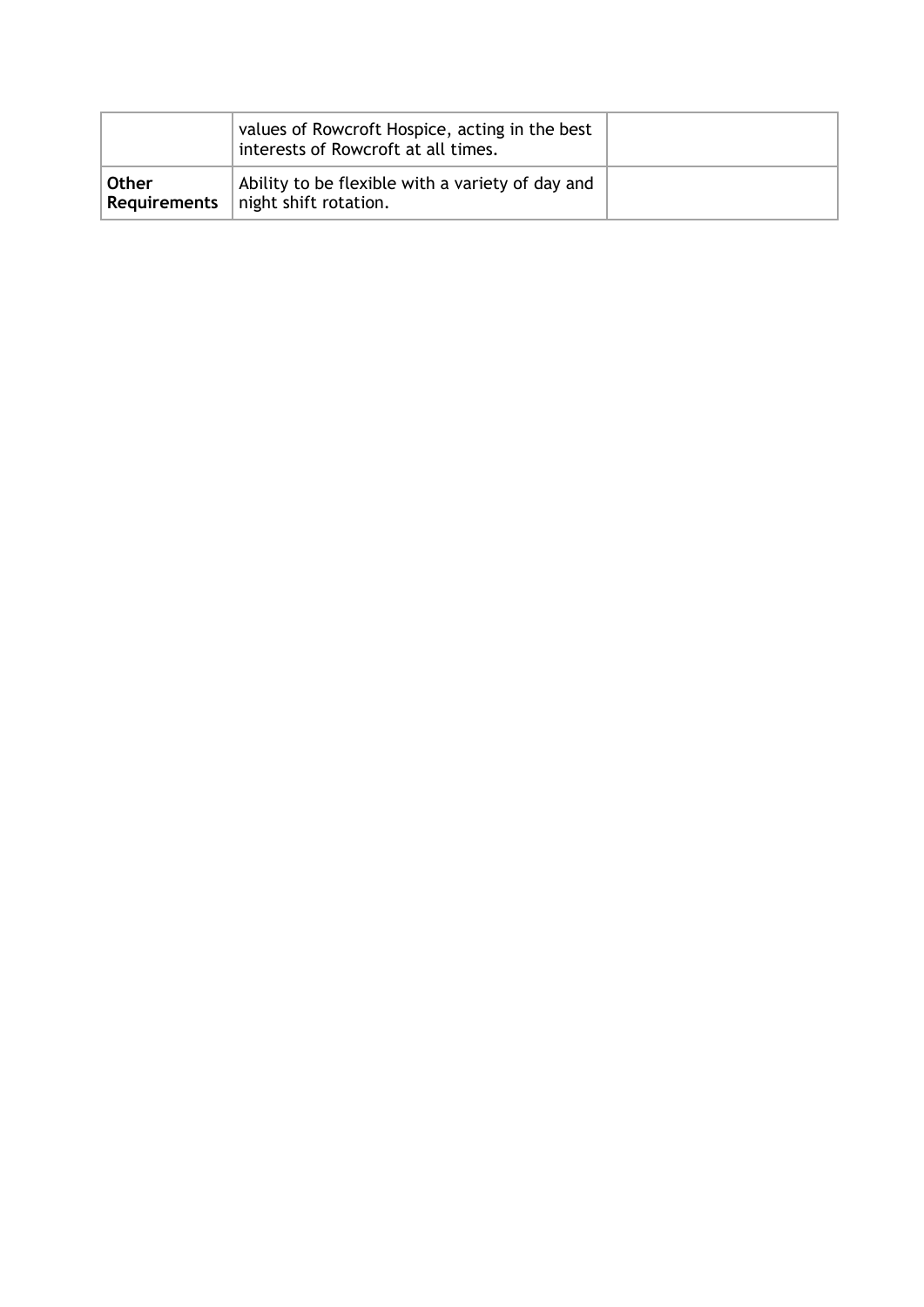| | | |
|---|---|---|
| | values of Rowcroft Hospice, acting in the best interests of Rowcroft at all times. | |
| **Other Requirements** | Ability to be flexible with a variety of day and night shift rotation. | |